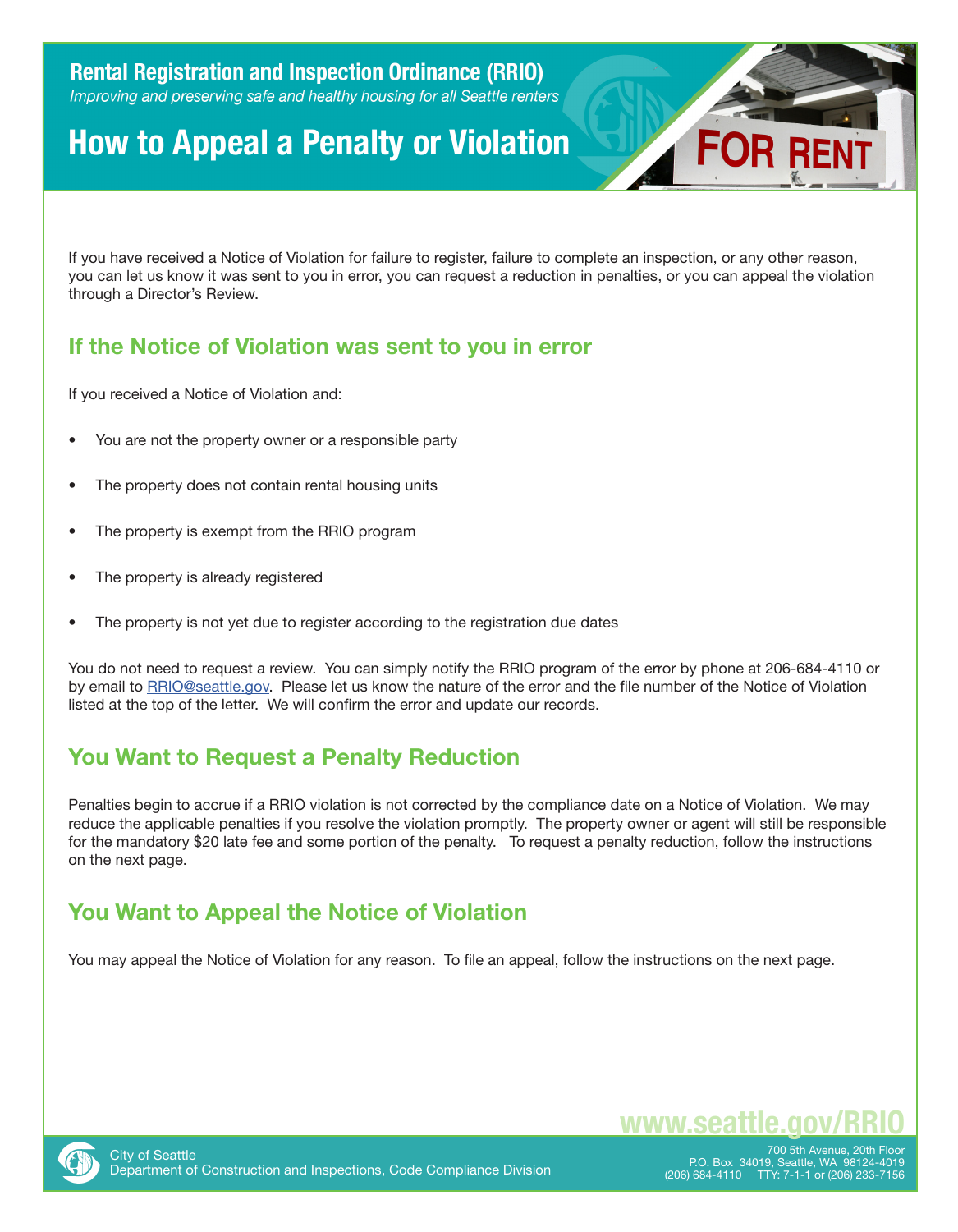**Rental Registration and Inspection Ordinance (RRIO)**

*Improving and preserving safe and healthy housing for all Seattle renters*

# How to Appeal a Penalty or Violation

If you have received a Notice of Violation for failure to register, failure to complete an inspection, or any other reason, you can let us know it was sent to you in error, you can request a reduction in penalties, or you can appeal the violation through a Director's Review.

## If the Notice of Violation was sent to you in error

If you received a Notice of Violation and:

- You are not the property owner or a responsible party
- The property does not contain rental housing units
- The property is exempt from the RRIO program
- The property is already registered
- The property is not yet due to register according to the registration due dates

You do not need to request a review. You can simply notify the RRIO program of the error by phone at 206-684-4110 or by email to RRIO@seattle.gov. Please let us know the nature of the error and the file number of the Notice of Violation listed at the top of the letter. We will confirm the error and update our records.

## You Want to Request a Penalty Reduction

Penalties begin to accrue if a RRIO violation is not corrected by the compliance date on a Notice of Violation. We may reduce the applicable penalties if you resolve the violation promptly. The property owner or agent will still be responsible for the mandatory $20 late fee and some portion of the penalty. To request a penalty reduction, follow the instructions on the next page.

## You Want to Appeal the Notice of Violation

You may appeal the Notice of Violation for any reason. To file an appeal, follow the instructions on the next page.

www.seattle.gov/RRIO

City of Seattle
Department of Construction and Inspections, Code Compliance Division

700 5th Avenue, 20th Floor
P.O. Box 34019, Seattle, WA 98124-4019
(206) 684-4110 TTY: 7-1-1 or (206) 233-7156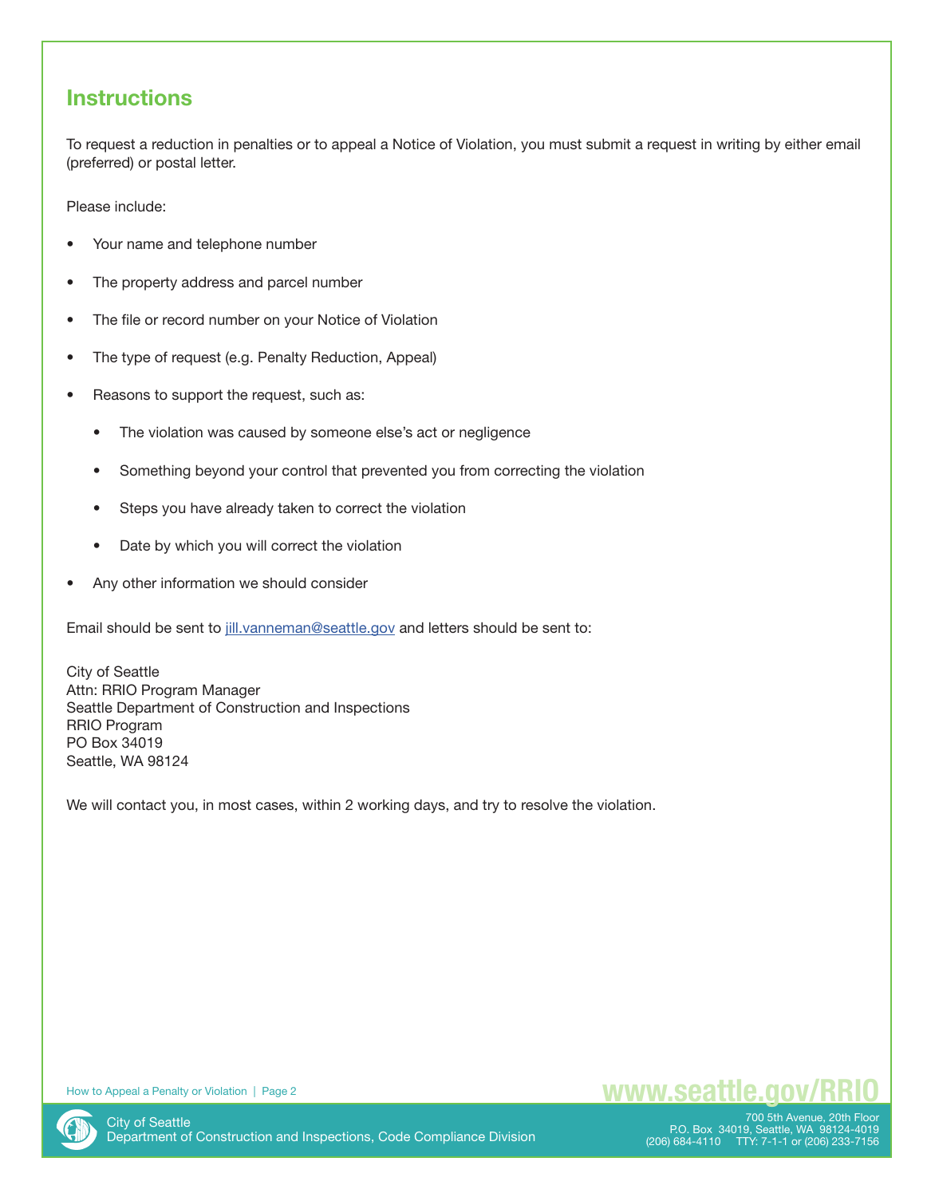## Instructions

To request a reduction in penalties or to appeal a Notice of Violation, you must submit a request in writing by either email (preferred) or postal letter.

Please include:

- Your name and telephone number
- The property address and parcel number
- The file or record number on your Notice of Violation
- The type of request (e.g. Penalty Reduction, Appeal)
- Reasons to support the request, such as:
  - The violation was caused by someone else's act or negligence
  - Something beyond your control that prevented you from correcting the violation
  - Steps you have already taken to correct the violation
  - Date by which you will correct the violation
- Any other information we should consider

Email should be sent to jill.vanneman@seattle.gov and letters should be sent to:

City of Seattle
Attn: RRIO Program Manager
Seattle Department of Construction and Inspections
RRIO Program
PO Box 34019
Seattle, WA 98124

We will contact you, in most cases, within 2 working days, and try to resolve the violation.